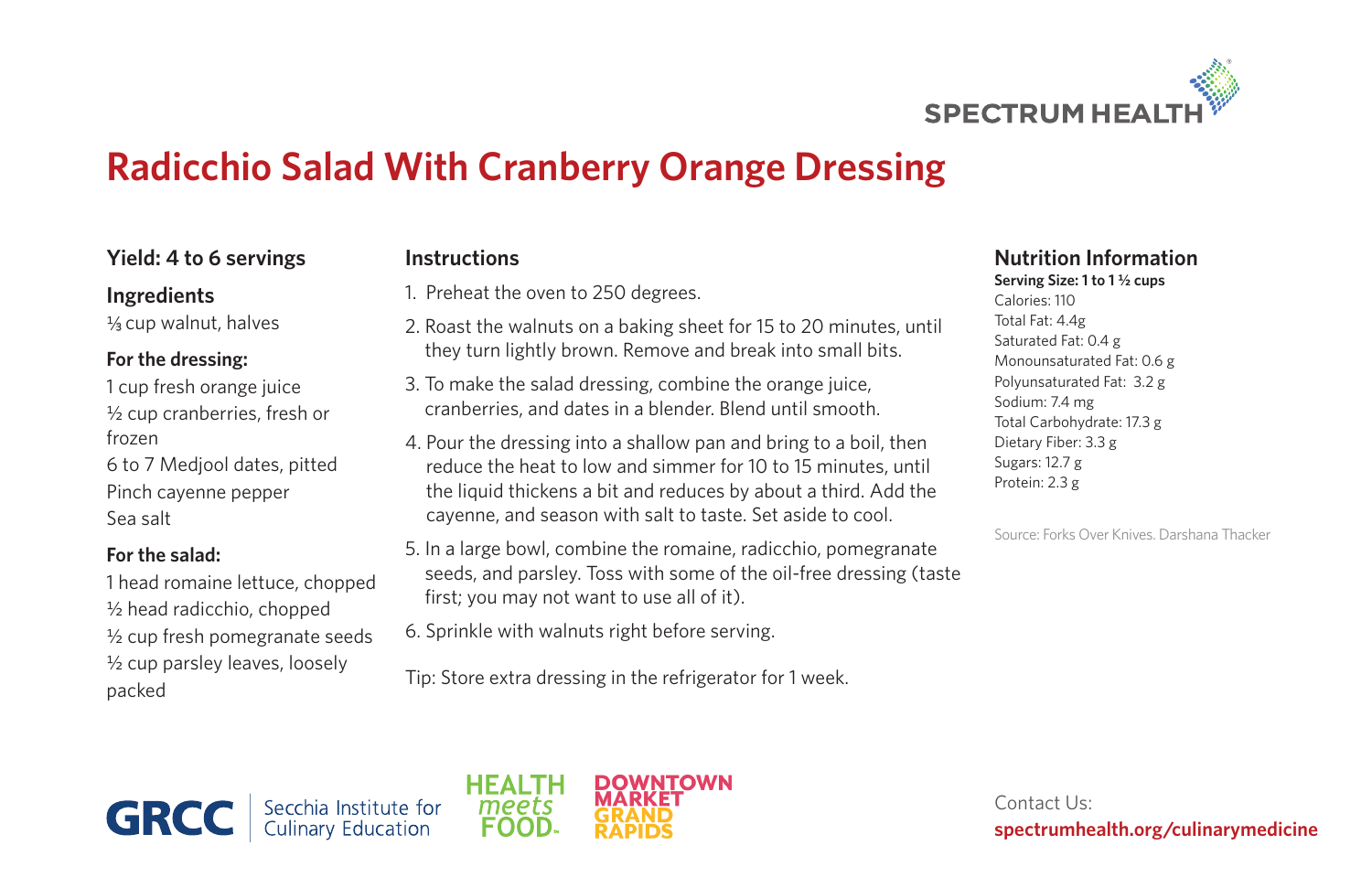SPECTRUM HEALTH

# Radicchio Salad With Cranberry Orange Dressing

## Yield: 4 to 6 servings

## Ingredients

⅓ cup walnut, halves

### For the dressing:

1 cup fresh orange juice
½ cup cranberries, fresh or frozen
6 to 7 Medjool dates, pitted
Pinch cayenne pepper
Sea salt

### For the salad:

1 head romaine lettuce, chopped
½ head radicchio, chopped
½ cup fresh pomegranate seeds
½ cup parsley leaves, loosely packed

## Instructions

1. Preheat the oven to 250 degrees.
2. Roast the walnuts on a baking sheet for 15 to 20 minutes, until they turn lightly brown. Remove and break into small bits.
3. To make the salad dressing, combine the orange juice, cranberries, and dates in a blender. Blend until smooth.
4. Pour the dressing into a shallow pan and bring to a boil, then reduce the heat to low and simmer for 10 to 15 minutes, until the liquid thickens a bit and reduces by about a third. Add the cayenne, and season with salt to taste. Set aside to cool.
5. In a large bowl, combine the romaine, radicchio, pomegranate seeds, and parsley. Toss with some of the oil-free dressing (taste first; you may not want to use all of it).
6. Sprinkle with walnuts right before serving.

Tip: Store extra dressing in the refrigerator for 1 week.

## Nutrition Information

**Serving Size: 1 to 1 ½ cups**

Calories: 110
Total Fat: 4.4g
Saturated Fat: 0.4 g
Monounsaturated Fat: 0.6 g
Polyunsaturated Fat: 3.2 g
Sodium: 7.4 mg
Total Carbohydrate: 17.3 g
Dietary Fiber: 3.3 g
Sugars: 12.7 g
Protein: 2.3 g

Source: Forks Over Knives. Darshana Thacker

GRCC | Secchia Institute for Culinary Education

HEALTH meets FOOD

DOWNTOWN MARKET GRAND RAPIDS

Contact Us:
**spectrumhealth.org/culinarymedicine**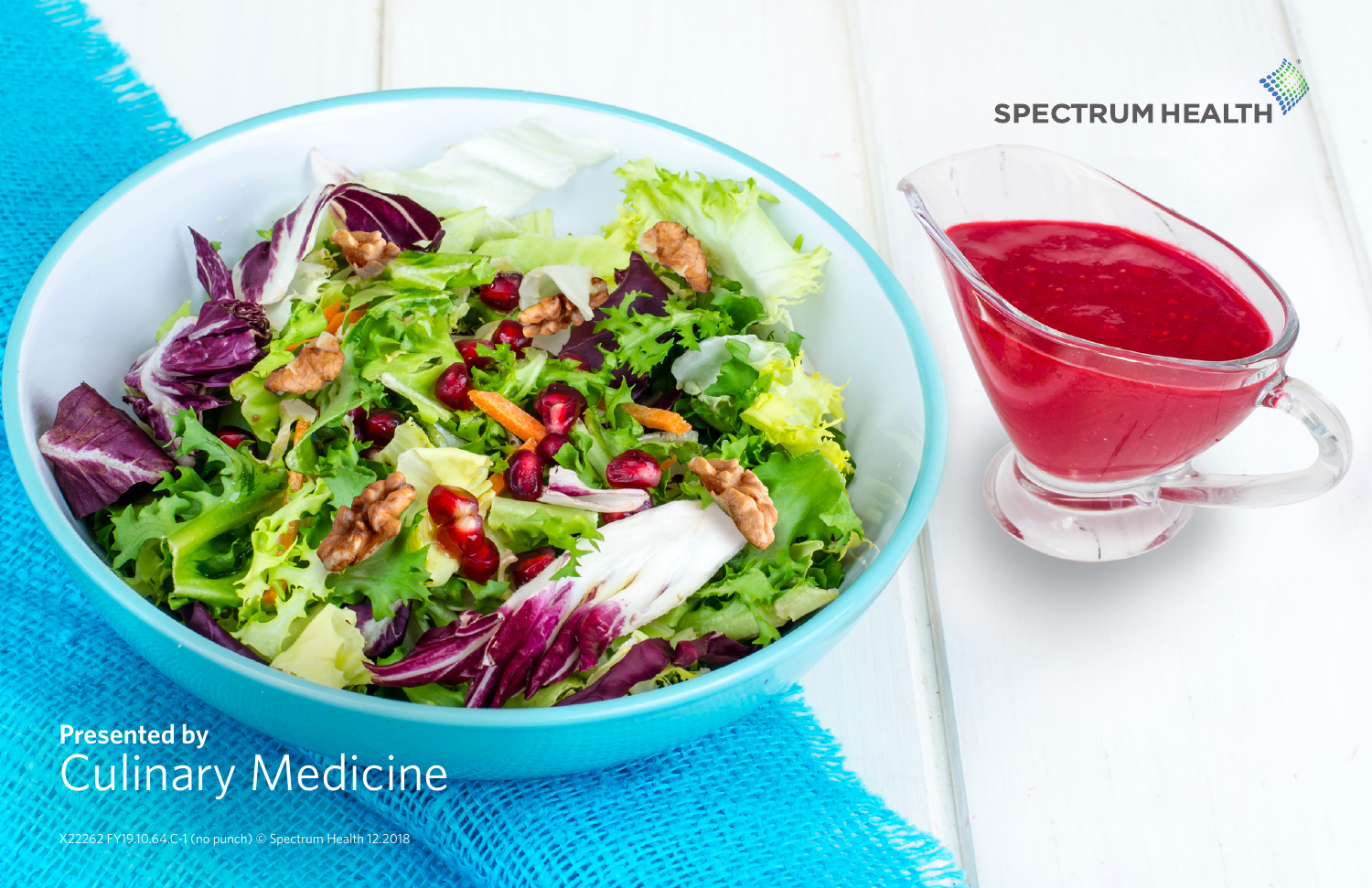SPECTRUM HEALTH

**Presented by**
Culinary Medicine

X22262 FY19.10.64.C-1 (no punch) © Spectrum Health 12.2018